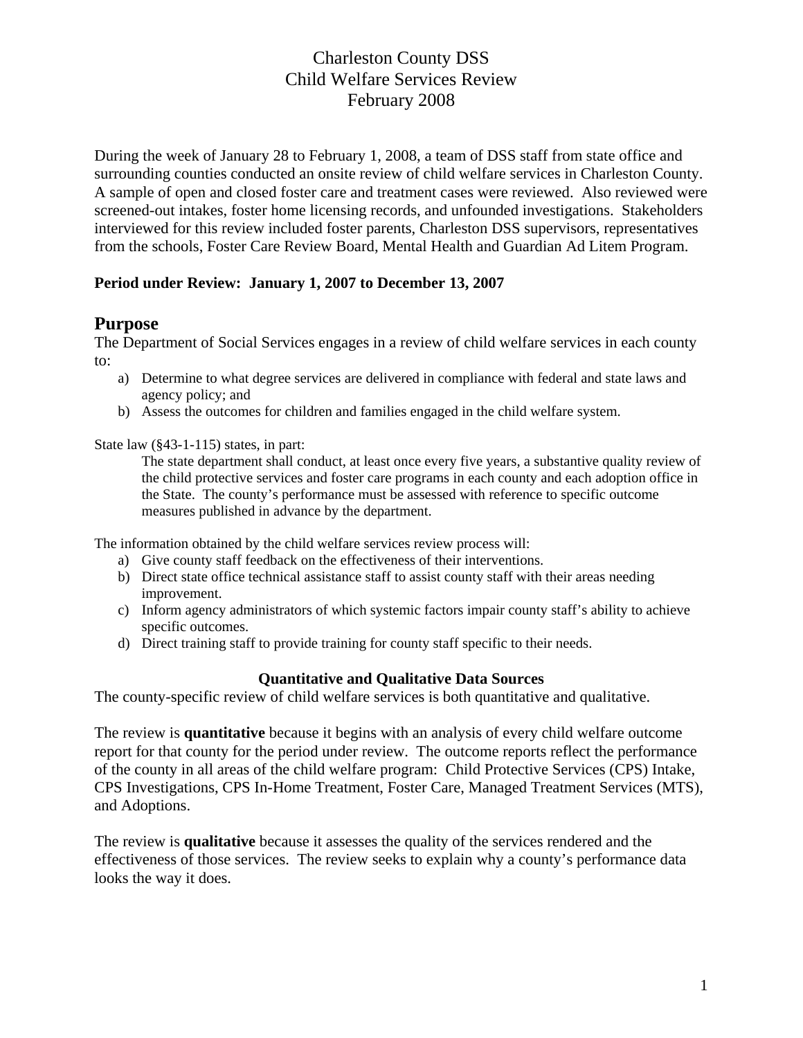# Charleston County DSS
# Child Welfare Services Review
# February 2008

During the week of January 28 to February 1, 2008, a team of DSS staff from state office and surrounding counties conducted an onsite review of child welfare services in Charleston County. A sample of open and closed foster care and treatment cases were reviewed. Also reviewed were screened-out intakes, foster home licensing records, and unfounded investigations. Stakeholders interviewed for this review included foster parents, Charleston DSS supervisors, representatives from the schools, Foster Care Review Board, Mental Health and Guardian Ad Litem Program.

**Period under Review: January 1, 2007 to December 13, 2007**

## Purpose

The Department of Social Services engages in a review of child welfare services in each county to:

a) Determine to what degree services are delivered in compliance with federal and state laws and agency policy; and
b) Assess the outcomes for children and families engaged in the child welfare system.

State law (§43-1-115) states, in part:

> The state department shall conduct, at least once every five years, a substantive quality review of the child protective services and foster care programs in each county and each adoption office in the State. The county's performance must be assessed with reference to specific outcome measures published in advance by the department.

The information obtained by the child welfare services review process will:

a) Give county staff feedback on the effectiveness of their interventions.
b) Direct state office technical assistance staff to assist county staff with their areas needing improvement.
c) Inform agency administrators of which systemic factors impair county staff's ability to achieve specific outcomes.
d) Direct training staff to provide training for county staff specific to their needs.

### Quantitative and Qualitative Data Sources

The county-specific review of child welfare services is both quantitative and qualitative.

The review is **quantitative** because it begins with an analysis of every child welfare outcome report for that county for the period under review. The outcome reports reflect the performance of the county in all areas of the child welfare program: Child Protective Services (CPS) Intake, CPS Investigations, CPS In-Home Treatment, Foster Care, Managed Treatment Services (MTS), and Adoptions.

The review is **qualitative** because it assesses the quality of the services rendered and the effectiveness of those services. The review seeks to explain why a county's performance data looks the way it does.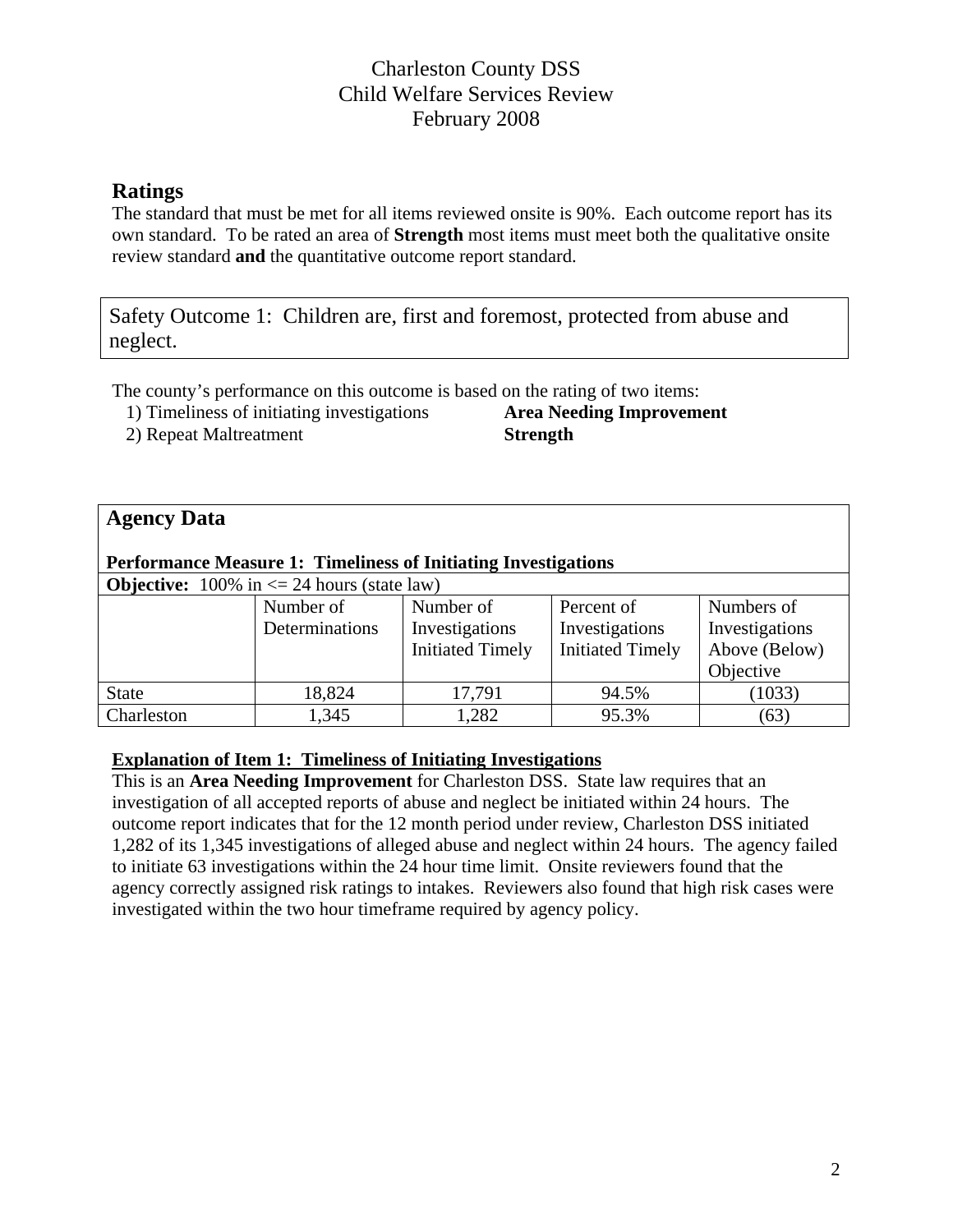Charleston County DSS
Child Welfare Services Review
February 2008

## Ratings

The standard that must be met for all items reviewed onsite is 90%. Each outcome report has its own standard. To be rated an area of **Strength** most items must meet both the qualitative onsite review standard **and** the quantitative outcome report standard.

Safety Outcome 1: Children are, first and foremost, protected from abuse and neglect.

The county's performance on this outcome is based on the rating of two items:

1) Timeliness of initiating investigations **Area Needing Improvement**
2) Repeat Maltreatment **Strength**

## Agency Data

**Performance Measure 1: Timeliness of Initiating Investigations**

**Objective:** 100% in <= 24 hours (state law)

| | Number of Determinations | Number of Investigations Initiated Timely | Percent of Investigations Initiated Timely | Numbers of Investigations Above (Below) Objective |
|---|---|---|---|---|
| State | 18,824 | 17,791 | 94.5% | (1033) |
| Charleston | 1,345 | 1,282 | 95.3% | (63) |

**Explanation of Item 1: Timeliness of Initiating Investigations**

This is an **Area Needing Improvement** for Charleston DSS. State law requires that an investigation of all accepted reports of abuse and neglect be initiated within 24 hours. The outcome report indicates that for the 12 month period under review, Charleston DSS initiated 1,282 of its 1,345 investigations of alleged abuse and neglect within 24 hours. The agency failed to initiate 63 investigations within the 24 hour time limit. Onsite reviewers found that the agency correctly assigned risk ratings to intakes. Reviewers also found that high risk cases were investigated within the two hour timeframe required by agency policy.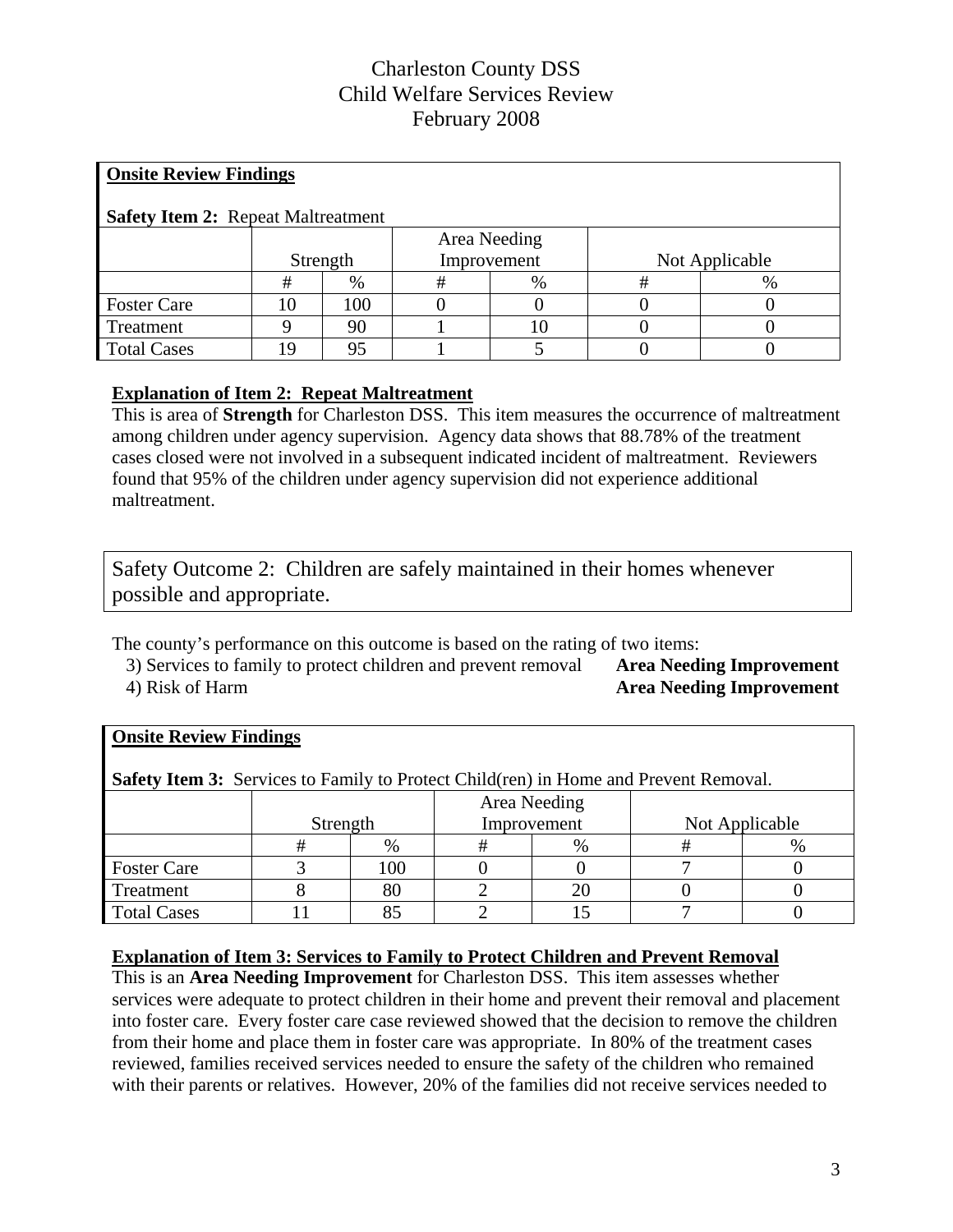Charleston County DSS
Child Welfare Services Review
February 2008

**Onsite Review Findings**

**Safety Item 2:** Repeat Maltreatment

| | Strength | | Area Needing Improvement | | Not Applicable | |
|---|---|---|---|---|---|---|
| | # | % | # | % | # | % |
| Foster Care | 10 | 100 | 0 | 0 | 0 | 0 |
| Treatment | 9 | 90 | 1 | 10 | 0 | 0 |
| Total Cases | 19 | 95 | 1 | 5 | 0 | 0 |

**Explanation of Item 2: Repeat Maltreatment**

This is area of **Strength** for Charleston DSS. This item measures the occurrence of maltreatment among children under agency supervision. Agency data shows that 88.78% of the treatment cases closed were not involved in a subsequent indicated incident of maltreatment. Reviewers found that 95% of the children under agency supervision did not experience additional maltreatment.

Safety Outcome 2: Children are safely maintained in their homes whenever possible and appropriate.

The county's performance on this outcome is based on the rating of two items:

3) Services to family to protect children and prevent removal **Area Needing Improvement**
4) Risk of Harm **Area Needing Improvement**

**Onsite Review Findings**

**Safety Item 3:** Services to Family to Protect Child(ren) in Home and Prevent Removal.

| | Strength | | Area Needing Improvement | | Not Applicable | |
|---|---|---|---|---|---|---|
| | # | % | # | % | # | % |
| Foster Care | 3 | 100 | 0 | 0 | 7 | 0 |
| Treatment | 8 | 80 | 2 | 20 | 0 | 0 |
| Total Cases | 11 | 85 | 2 | 15 | 7 | 0 |

**Explanation of Item 3: Services to Family to Protect Children and Prevent Removal**

This is an **Area Needing Improvement** for Charleston DSS. This item assesses whether services were adequate to protect children in their home and prevent their removal and placement into foster care. Every foster care case reviewed showed that the decision to remove the children from their home and place them in foster care was appropriate. In 80% of the treatment cases reviewed, families received services needed to ensure the safety of the children who remained with their parents or relatives. However, 20% of the families did not receive services needed to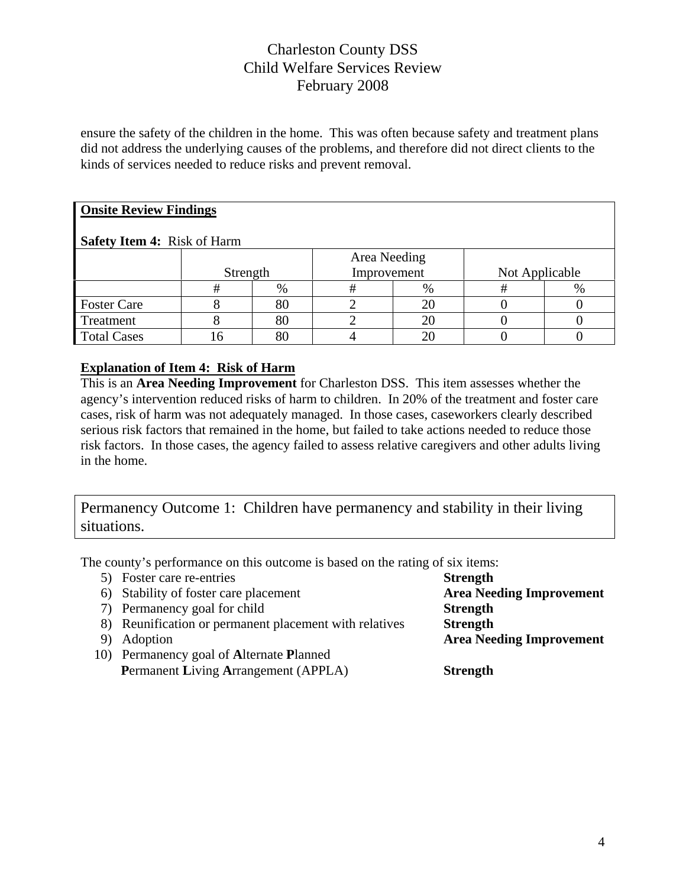ensure the safety of the children in the home. This was often because safety and treatment plans did not address the underlying causes of the problems, and therefore did not direct clients to the kinds of services needed to reduce risks and prevent removal.

**Onsite Review Findings**

**Safety Item 4:** Risk of Harm

| | Strength | | Area Needing Improvement | | Not Applicable | |
|---|---|---|---|---|---|---|
| | # | % | # | % | # | % |
| Foster Care | 8 | 80 | 2 | 20 | 0 | 0 |
| Treatment | 8 | 80 | 2 | 20 | 0 | 0 |
| Total Cases | 16 | 80 | 4 | 20 | 0 | 0 |

**Explanation of Item 4: Risk of Harm**

This is an **Area Needing Improvement** for Charleston DSS. This item assesses whether the agency's intervention reduced risks of harm to children. In 20% of the treatment and foster care cases, risk of harm was not adequately managed. In those cases, caseworkers clearly described serious risk factors that remained in the home, but failed to take actions needed to reduce those risk factors. In those cases, the agency failed to assess relative caregivers and other adults living in the home.

## Permanency Outcome 1: Children have permanency and stability in their living situations.

The county's performance on this outcome is based on the rating of six items:

5) Foster care re-entries **Strength**
6) Stability of foster care placement **Area Needing Improvement**
7) Permanency goal for child **Strength**
8) Reunification or permanent placement with relatives **Strength**
9) Adoption **Area Needing Improvement**
10) Permanency goal of **A**lternate **P**lanned **P**ermanent **L**iving **A**rrangement (APPLA) **Strength**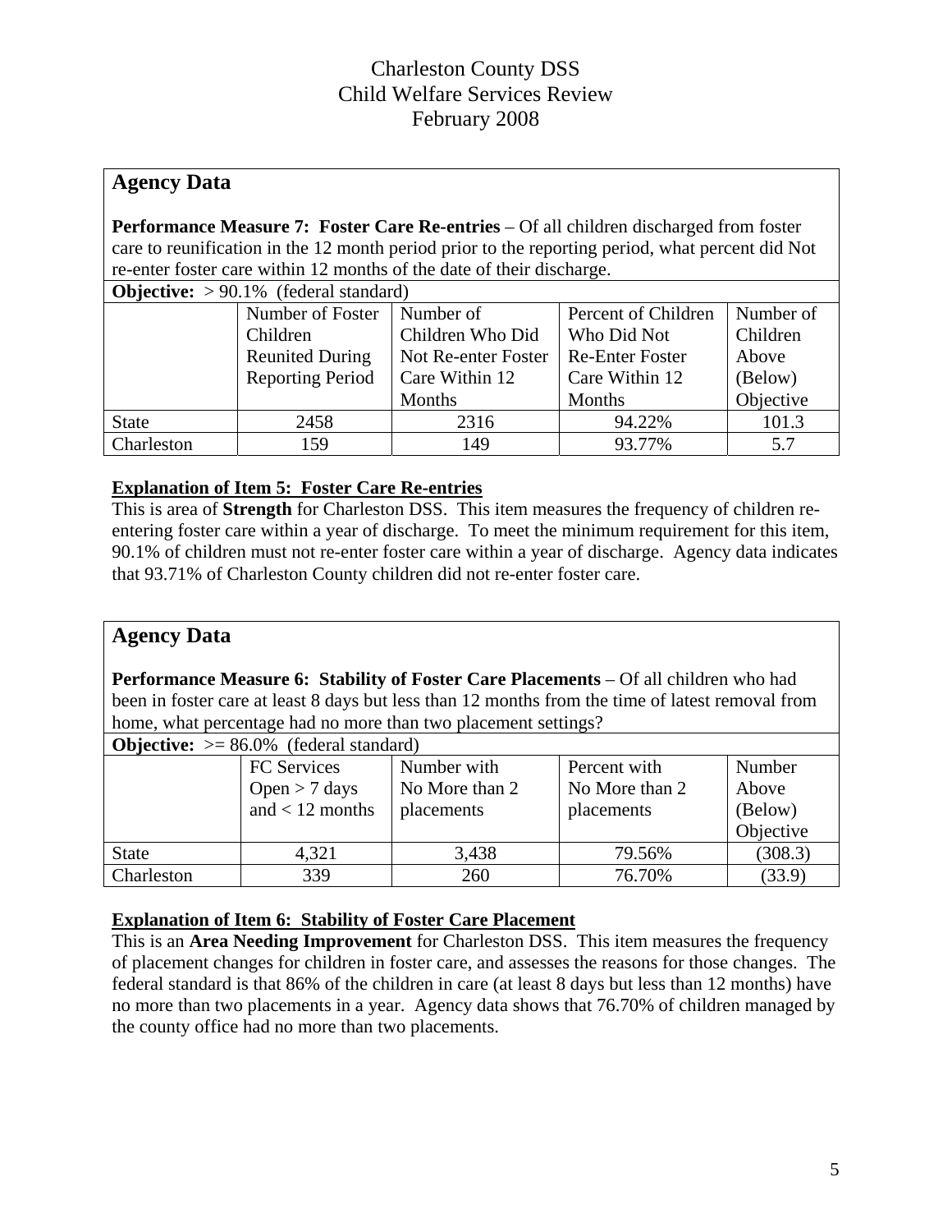# Charleston County DSS
# Child Welfare Services Review
# February 2008

## Agency Data

**Performance Measure 7: Foster Care Re-entries** – Of all children discharged from foster care to reunification in the 12 month period prior to the reporting period, what percent did Not re-enter foster care within 12 months of the date of their discharge.

**Objective:** > 90.1% (federal standard)

| | Number of Foster Children Reunited During Reporting Period | Number of Children Who Did Not Re-enter Foster Care Within 12 Months | Percent of Children Who Did Not Re-Enter Foster Care Within 12 Months | Number of Children Above (Below) Objective |
|---|---|---|---|---|
| State | 2458 | 2316 | 94.22% | 101.3 |
| Charleston | 159 | 149 | 93.77% | 5.7 |

**Explanation of Item 5: Foster Care Re-entries**

This is area of **Strength** for Charleston DSS. This item measures the frequency of children re-entering foster care within a year of discharge. To meet the minimum requirement for this item, 90.1% of children must not re-enter foster care within a year of discharge. Agency data indicates that 93.71% of Charleston County children did not re-enter foster care.

## Agency Data

**Performance Measure 6: Stability of Foster Care Placements** – Of all children who had been in foster care at least 8 days but less than 12 months from the time of latest removal from home, what percentage had no more than two placement settings?

**Objective:** >= 86.0% (federal standard)

| | FC Services Open > 7 days and < 12 months | Number with No More than 2 placements | Percent with No More than 2 placements | Number Above (Below) Objective |
|---|---|---|---|---|
| State | 4,321 | 3,438 | 79.56% | (308.3) |
| Charleston | 339 | 260 | 76.70% | (33.9) |

**Explanation of Item 6: Stability of Foster Care Placement**

This is an **Area Needing Improvement** for Charleston DSS. This item measures the frequency of placement changes for children in foster care, and assesses the reasons for those changes. The federal standard is that 86% of the children in care (at least 8 days but less than 12 months) have no more than two placements in a year. Agency data shows that 76.70% of children managed by the county office had no more than two placements.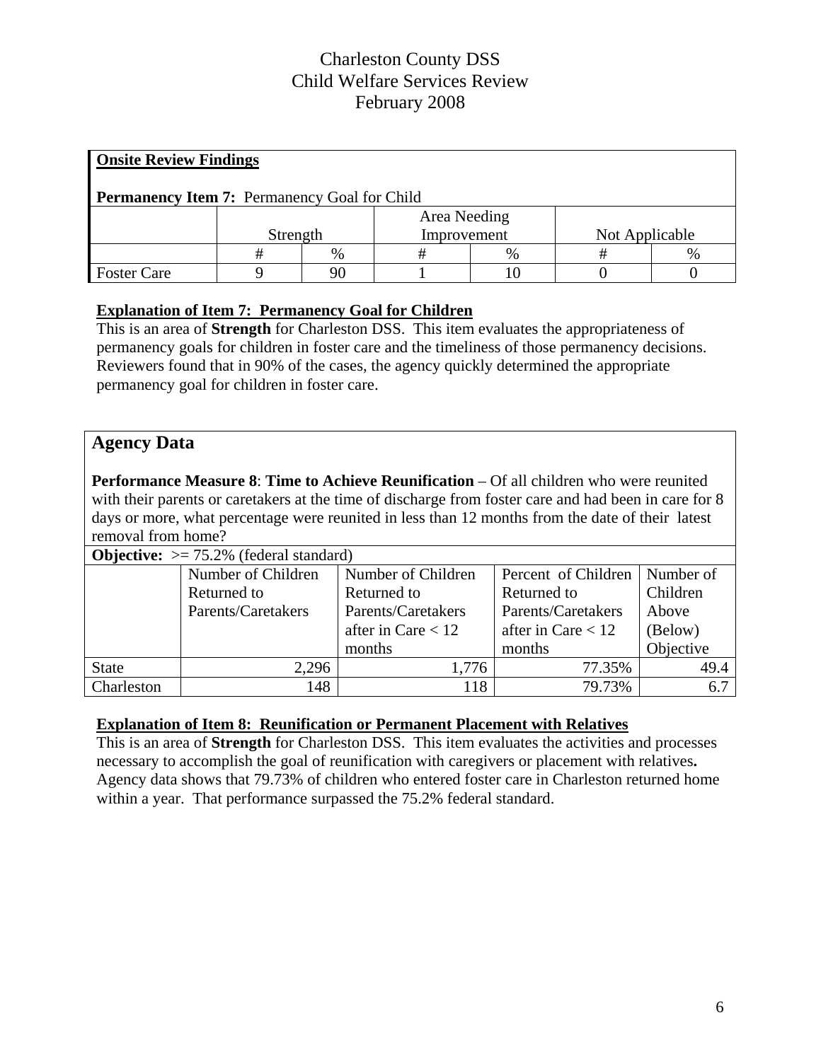Charleston County DSS
Child Welfare Services Review
February 2008

**Onsite Review Findings**

**Permanency Item 7:** Permanency Goal for Child

| | Strength | | Area Needing Improvement | | Not Applicable | |
|---|---|---|---|---|---|---|
| | # | % | # | % | # | % |
| Foster Care | 9 | 90 | 1 | 10 | 0 | 0 |

**Explanation of Item 7: Permanency Goal for Children**

This is an area of **Strength** for Charleston DSS. This item evaluates the appropriateness of permanency goals for children in foster care and the timeliness of those permanency decisions. Reviewers found that in 90% of the cases, the agency quickly determined the appropriate permanency goal for children in foster care.

## Agency Data

**Performance Measure 8**: **Time to Achieve Reunification** – Of all children who were reunited with their parents or caretakers at the time of discharge from foster care and had been in care for 8 days or more, what percentage were reunited in less than 12 months from the date of their latest removal from home?

**Objective:** >= 75.2% (federal standard)

| | Number of Children Returned to Parents/Caretakers | Number of Children Returned to Parents/Caretakers after in Care < 12 months | Percent of Children Returned to Parents/Caretakers after in Care < 12 months | Number of Children Above (Below) Objective |
|---|---|---|---|---|
| State | 2,296 | 1,776 | 77.35% | 49.4 |
| Charleston | 148 | 118 | 79.73% | 6.7 |

**Explanation of Item 8: Reunification or Permanent Placement with Relatives**

This is an area of **Strength** for Charleston DSS. This item evaluates the activities and processes necessary to accomplish the goal of reunification with caregivers or placement with relatives**.** Agency data shows that 79.73% of children who entered foster care in Charleston returned home within a year. That performance surpassed the 75.2% federal standard.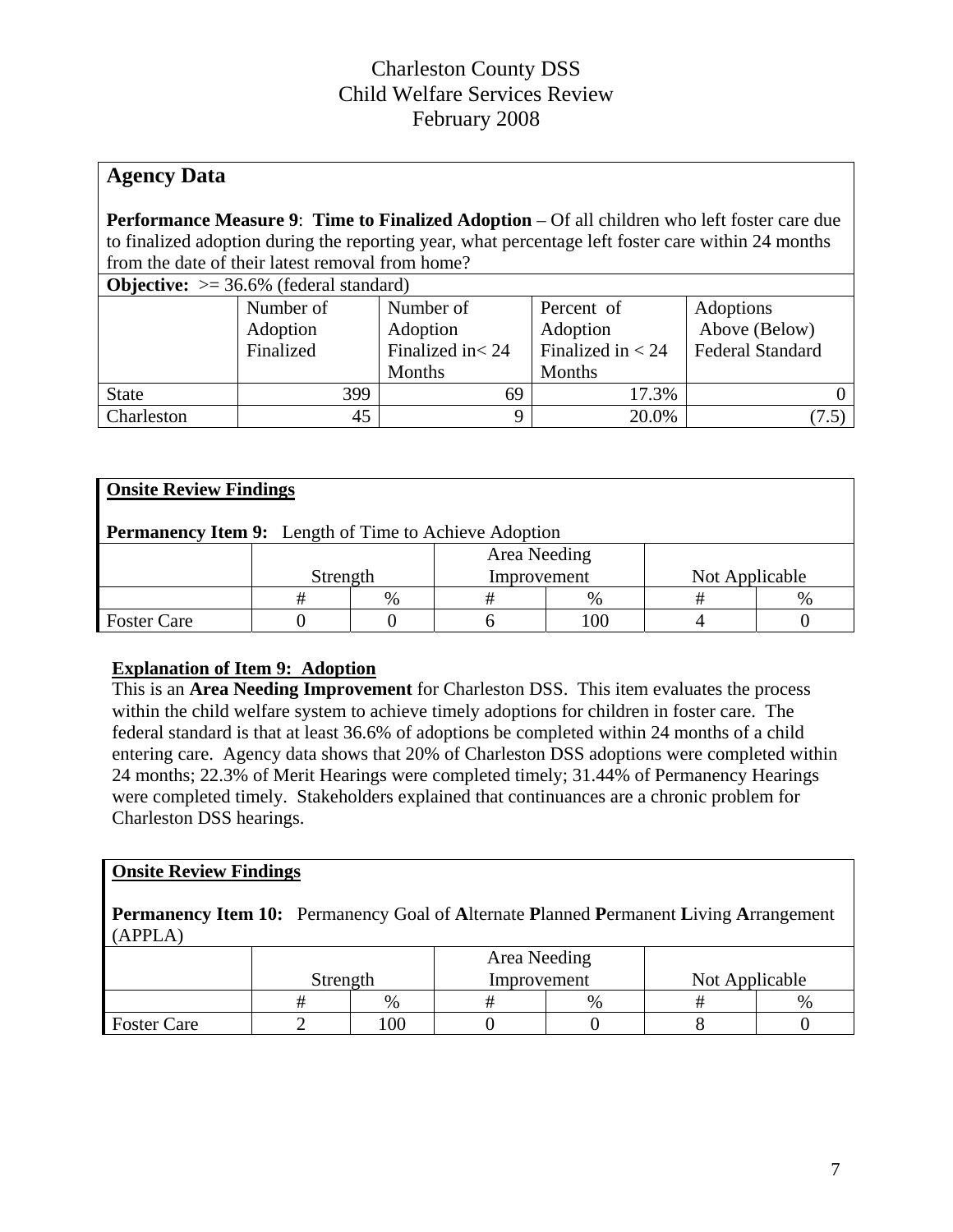# Charleston County DSS
# Child Welfare Services Review
# February 2008

## Agency Data

**Performance Measure 9**: **Time to Finalized Adoption** – Of all children who left foster care due to finalized adoption during the reporting year, what percentage left foster care within 24 months from the date of their latest removal from home?

**Objective:** >= 36.6% (federal standard)

| | Number of Adoption Finalized | Number of Adoption Finalized in< 24 Months | Percent of Adoption Finalized in < 24 Months | Adoptions Above (Below) Federal Standard |
|---|---|---|---|---|
| State | 399 | 69 | 17.3% | 0 |
| Charleston | 45 | 9 | 20.0% | (7.5) |

**Onsite Review Findings**

**Permanency Item 9:** Length of Time to Achieve Adoption

| | Strength | | Area Needing Improvement | | Not Applicable | |
|---|---|---|---|---|---|---|
| | # | % | # | % | # | % |
| Foster Care | 0 | 0 | 6 | 100 | 4 | 0 |

**Explanation of Item 9: Adoption**

This is an **Area Needing Improvement** for Charleston DSS. This item evaluates the process within the child welfare system to achieve timely adoptions for children in foster care. The federal standard is that at least 36.6% of adoptions be completed within 24 months of a child entering care. Agency data shows that 20% of Charleston DSS adoptions were completed within 24 months; 22.3% of Merit Hearings were completed timely; 31.44% of Permanency Hearings were completed timely. Stakeholders explained that continuances are a chronic problem for Charleston DSS hearings.

**Onsite Review Findings**

**Permanency Item 10:** Permanency Goal of **A**lternate **P**lanned **P**ermanent **L**iving **A**rrangement (APPLA)

| | Strength | | Area Needing Improvement | | Not Applicable | |
|---|---|---|---|---|---|---|
| | # | % | # | % | # | % |
| Foster Care | 2 | 100 | 0 | 0 | 8 | 0 |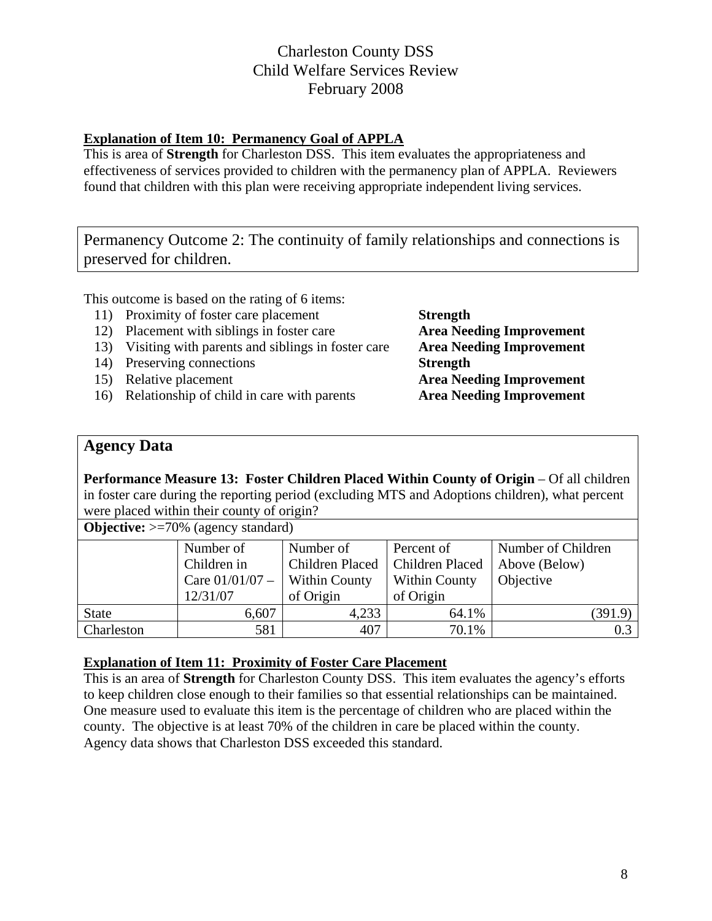### Explanation of Item 10: Permanency Goal of APPLA

This is area of **Strength** for Charleston DSS. This item evaluates the appropriateness and effectiveness of services provided to children with the permanency plan of APPLA. Reviewers found that children with this plan were receiving appropriate independent living services.

## Permanency Outcome 2: The continuity of family relationships and connections is preserved for children.

This outcome is based on the rating of 6 items:

11) Proximity of foster care placement **Strength**
12) Placement with siblings in foster care **Area Needing Improvement**
13) Visiting with parents and siblings in foster care **Area Needing Improvement**
14) Preserving connections **Strength**
15) Relative placement **Area Needing Improvement**
16) Relationship of child in care with parents **Area Needing Improvement**

## Agency Data

**Performance Measure 13: Foster Children Placed Within County of Origin** – Of all children in foster care during the reporting period (excluding MTS and Adoptions children), what percent were placed within their county of origin?

**Objective:** >=70% (agency standard)

| | Number of Children in Care 01/01/07 – 12/31/07 | Number of Children Placed Within County of Origin | Percent of Children Placed Within County of Origin | Number of Children Above (Below) Objective |
|---|---|---|---|---|
| State | 6,607 | 4,233 | 64.1% | (391.9) |
| Charleston | 581 | 407 | 70.1% | 0.3 |

### Explanation of Item 11: Proximity of Foster Care Placement

This is an area of **Strength** for Charleston County DSS. This item evaluates the agency's efforts to keep children close enough to their families so that essential relationships can be maintained. One measure used to evaluate this item is the percentage of children who are placed within the county. The objective is at least 70% of the children in care be placed within the county. Agency data shows that Charleston DSS exceeded this standard.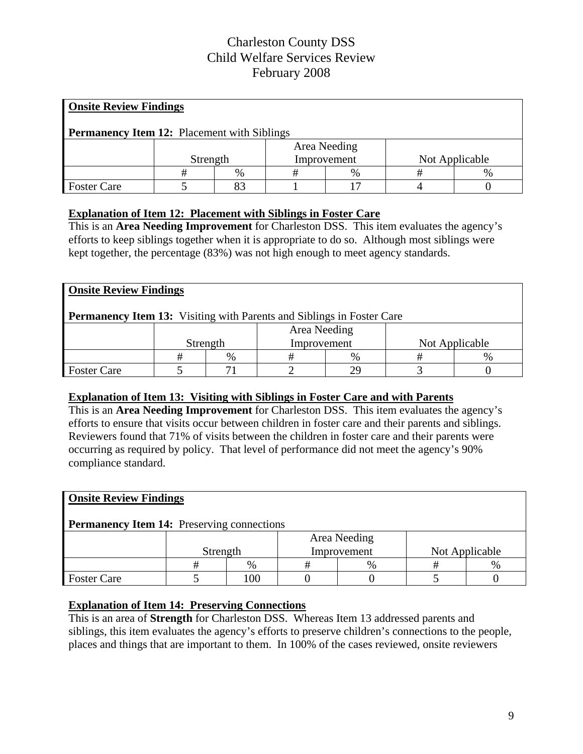# Charleston County DSS
# Child Welfare Services Review
# February 2008

**Onsite Review Findings**

**Permanency Item 12:** Placement with Siblings

| | Strength | | Area Needing Improvement | | Not Applicable | |
|---|---|---|---|---|---|---|
| | # | % | # | % | # | % |
| Foster Care | 5 | 83 | 1 | 17 | 4 | 0 |

**Explanation of Item 12: Placement with Siblings in Foster Care**

This is an **Area Needing Improvement** for Charleston DSS. This item evaluates the agency's efforts to keep siblings together when it is appropriate to do so. Although most siblings were kept together, the percentage (83%) was not high enough to meet agency standards.

**Onsite Review Findings**

**Permanency Item 13:** Visiting with Parents and Siblings in Foster Care

| | Strength | | Area Needing Improvement | | Not Applicable | |
|---|---|---|---|---|---|---|
| | # | % | # | % | # | % |
| Foster Care | 5 | 71 | 2 | 29 | 3 | 0 |

**Explanation of Item 13: Visiting with Siblings in Foster Care and with Parents**

This is an **Area Needing Improvement** for Charleston DSS. This item evaluates the agency's efforts to ensure that visits occur between children in foster care and their parents and siblings. Reviewers found that 71% of visits between the children in foster care and their parents were occurring as required by policy. That level of performance did not meet the agency's 90% compliance standard.

**Onsite Review Findings**

**Permanency Item 14:** Preserving connections

| | Strength | | Area Needing Improvement | | Not Applicable | |
|---|---|---|---|---|---|---|
| | # | % | # | % | # | % |
| Foster Care | 5 | 100 | 0 | 0 | 5 | 0 |

**Explanation of Item 14: Preserving Connections**

This is an area of **Strength** for Charleston DSS. Whereas Item 13 addressed parents and siblings, this item evaluates the agency's efforts to preserve children's connections to the people, places and things that are important to them. In 100% of the cases reviewed, onsite reviewers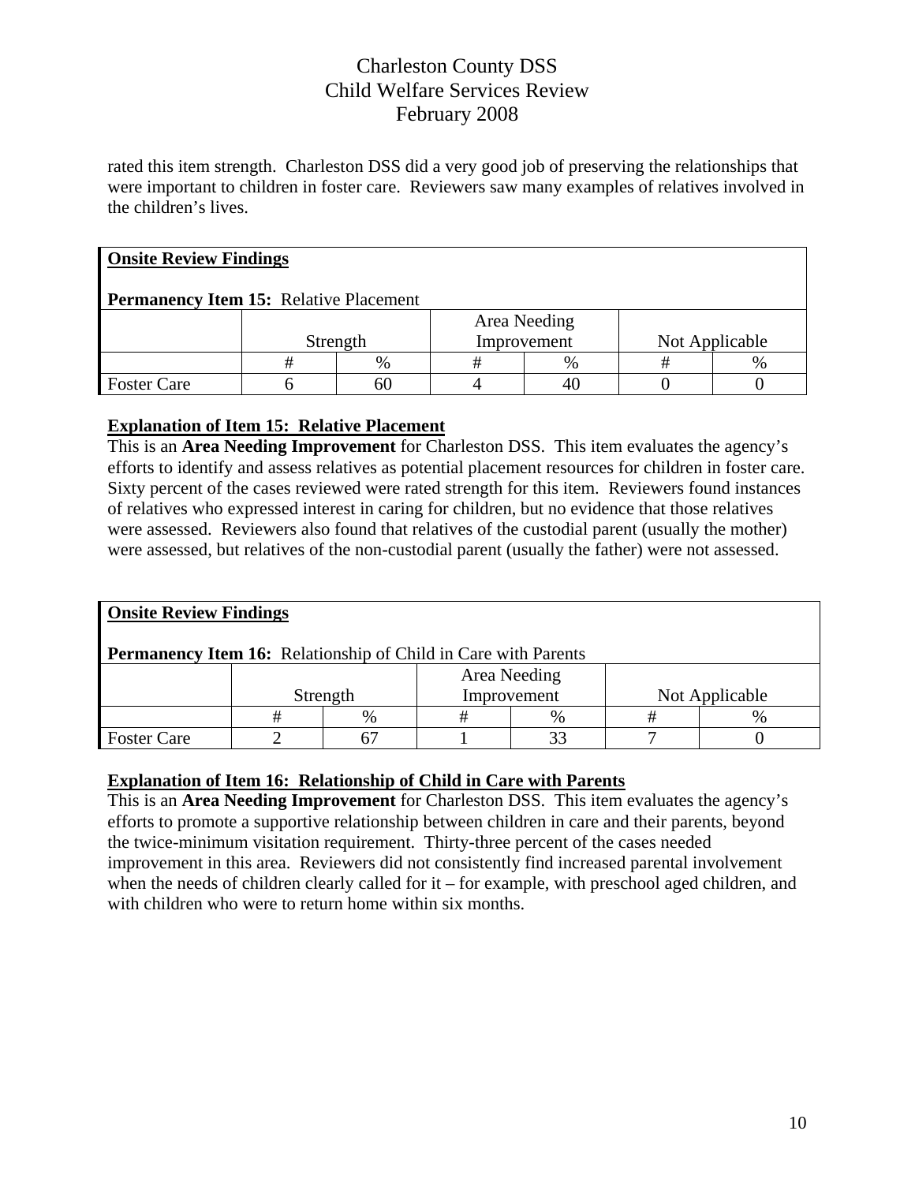rated this item strength. Charleston DSS did a very good job of preserving the relationships that were important to children in foster care. Reviewers saw many examples of relatives involved in the children's lives.

**Onsite Review Findings**

**Permanency Item 15:** Relative Placement

| | Strength | | Area Needing Improvement | | Not Applicable | |
|---|---|---|---|---|---|---|
| | # | % | # | % | # | % |
| Foster Care | 6 | 60 | 4 | 40 | 0 | 0 |

**Explanation of Item 15: Relative Placement**

This is an **Area Needing Improvement** for Charleston DSS. This item evaluates the agency's efforts to identify and assess relatives as potential placement resources for children in foster care. Sixty percent of the cases reviewed were rated strength for this item. Reviewers found instances of relatives who expressed interest in caring for children, but no evidence that those relatives were assessed. Reviewers also found that relatives of the custodial parent (usually the mother) were assessed, but relatives of the non-custodial parent (usually the father) were not assessed.

**Onsite Review Findings**

**Permanency Item 16:** Relationship of Child in Care with Parents

| | Strength | | Area Needing Improvement | | Not Applicable | |
|---|---|---|---|---|---|---|
| | # | % | # | % | # | % |
| Foster Care | 2 | 67 | 1 | 33 | 7 | 0 |

**Explanation of Item 16: Relationship of Child in Care with Parents**

This is an **Area Needing Improvement** for Charleston DSS. This item evaluates the agency's efforts to promote a supportive relationship between children in care and their parents, beyond the twice-minimum visitation requirement. Thirty-three percent of the cases needed improvement in this area. Reviewers did not consistently find increased parental involvement when the needs of children clearly called for it – for example, with preschool aged children, and with children who were to return home within six months.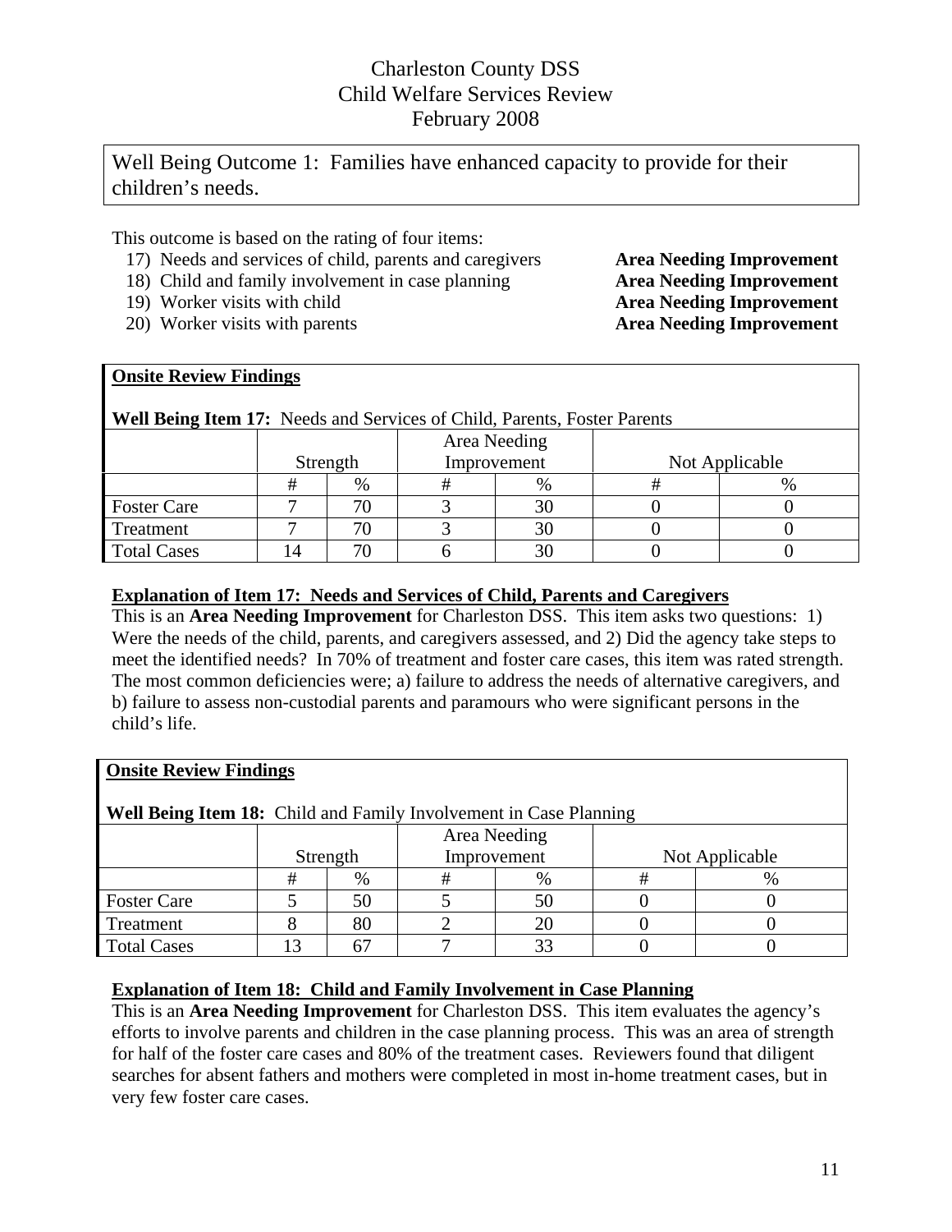# Charleston County DSS
# Child Welfare Services Review
# February 2008

## Well Being Outcome 1: Families have enhanced capacity to provide for their children's needs.

This outcome is based on the rating of four items:

17) Needs and services of child, parents and caregivers — **Area Needing Improvement**
18) Child and family involvement in case planning — **Area Needing Improvement**
19) Worker visits with child — **Area Needing Improvement**
20) Worker visits with parents — **Area Needing Improvement**

**Onsite Review Findings**

**Well Being Item 17:** Needs and Services of Child, Parents, Foster Parents

| | Strength | | Area Needing Improvement | | Not Applicable | |
|---|---|---|---|---|---|---|
| | # | % | # | % | # | % |
| Foster Care | 7 | 70 | 3 | 30 | 0 | 0 |
| Treatment | 7 | 70 | 3 | 30 | 0 | 0 |
| Total Cases | 14 | 70 | 6 | 30 | 0 | 0 |

**Explanation of Item 17: Needs and Services of Child, Parents and Caregivers**

This is an **Area Needing Improvement** for Charleston DSS. This item asks two questions: 1) Were the needs of the child, parents, and caregivers assessed, and 2) Did the agency take steps to meet the identified needs? In 70% of treatment and foster care cases, this item was rated strength. The most common deficiencies were; a) failure to address the needs of alternative caregivers, and b) failure to assess non-custodial parents and paramours who were significant persons in the child's life.

**Onsite Review Findings**

**Well Being Item 18:** Child and Family Involvement in Case Planning

| | Strength | | Area Needing Improvement | | Not Applicable | |
|---|---|---|---|---|---|---|
| | # | % | # | % | # | % |
| Foster Care | 5 | 50 | 5 | 50 | 0 | 0 |
| Treatment | 8 | 80 | 2 | 20 | 0 | 0 |
| Total Cases | 13 | 67 | 7 | 33 | 0 | 0 |

**Explanation of Item 18: Child and Family Involvement in Case Planning**

This is an **Area Needing Improvement** for Charleston DSS. This item evaluates the agency's efforts to involve parents and children in the case planning process. This was an area of strength for half of the foster care cases and 80% of the treatment cases. Reviewers found that diligent searches for absent fathers and mothers were completed in most in-home treatment cases, but in very few foster care cases.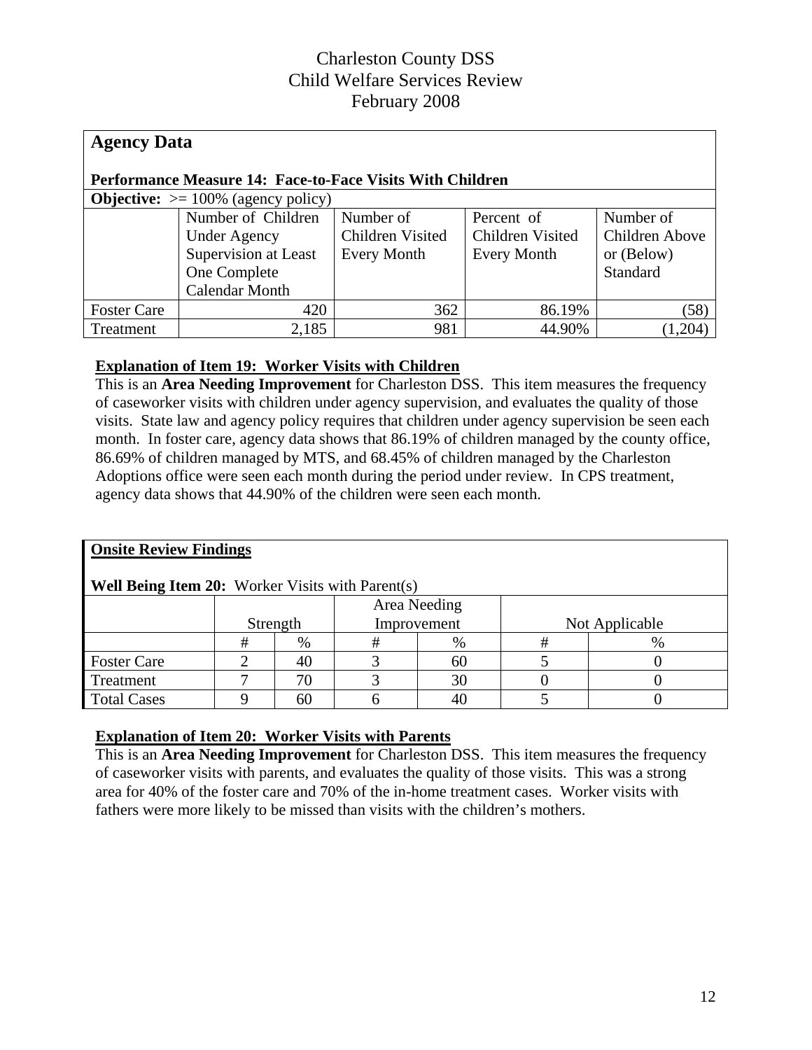# Charleston County DSS
# Child Welfare Services Review
# February 2008

## Agency Data

**Performance Measure 14: Face-to-Face Visits With Children**

**Objective:** >= 100% (agency policy)

| | Number of Children Under Agency Supervision at Least One Complete Calendar Month | Number of Children Visited Every Month | Percent of Children Visited Every Month | Number of Children Above or (Below) Standard |
|---|---|---|---|---|
| Foster Care | 420 | 362 | 86.19% | (58) |
| Treatment | 2,185 | 981 | 44.90% | (1,204) |

**Explanation of Item 19: Worker Visits with Children**

This is an **Area Needing Improvement** for Charleston DSS. This item measures the frequency of caseworker visits with children under agency supervision, and evaluates the quality of those visits. State law and agency policy requires that children under agency supervision be seen each month. In foster care, agency data shows that 86.19% of children managed by the county office, 86.69% of children managed by MTS, and 68.45% of children managed by the Charleston Adoptions office were seen each month during the period under review. In CPS treatment, agency data shows that 44.90% of the children were seen each month.

## Onsite Review Findings

**Well Being Item 20:** Worker Visits with Parent(s)

| | Strength | | Area Needing Improvement | | Not Applicable | |
|---|---|---|---|---|---|---|
| | # | % | # | % | # | % |
| Foster Care | 2 | 40 | 3 | 60 | 5 | 0 |
| Treatment | 7 | 70 | 3 | 30 | 0 | 0 |
| Total Cases | 9 | 60 | 6 | 40 | 5 | 0 |

**Explanation of Item 20: Worker Visits with Parents**

This is an **Area Needing Improvement** for Charleston DSS. This item measures the frequency of caseworker visits with parents, and evaluates the quality of those visits. This was a strong area for 40% of the foster care and 70% of the in-home treatment cases. Worker visits with fathers were more likely to be missed than visits with the children's mothers.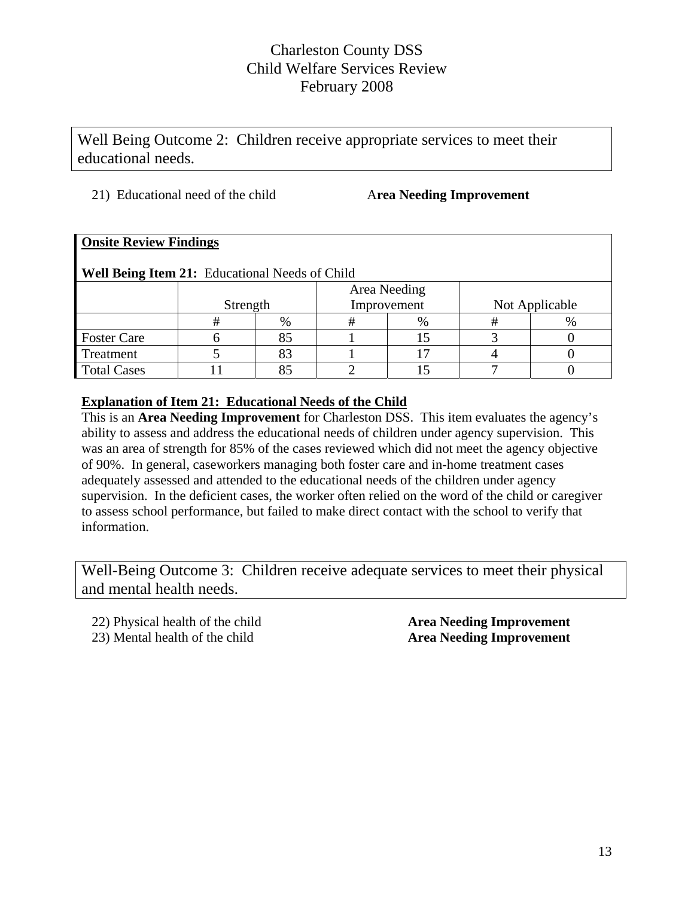Well Being Outcome 2: Children receive appropriate services to meet their educational needs.

21) Educational need of the child **Area Needing Improvement**

**Onsite Review Findings**

**Well Being Item 21:** Educational Needs of Child

| | Strength | | Area Needing Improvement | | Not Applicable | |
|---|---|---|---|---|---|---|
| | # | % | # | % | # | % |
| Foster Care | 6 | 85 | 1 | 15 | 3 | 0 |
| Treatment | 5 | 83 | 1 | 17 | 4 | 0 |
| Total Cases | 11 | 85 | 2 | 15 | 7 | 0 |

**Explanation of Item 21: Educational Needs of the Child**

This is an **Area Needing Improvement** for Charleston DSS. This item evaluates the agency's ability to assess and address the educational needs of children under agency supervision. This was an area of strength for 85% of the cases reviewed which did not meet the agency objective of 90%. In general, caseworkers managing both foster care and in-home treatment cases adequately assessed and attended to the educational needs of the children under agency supervision. In the deficient cases, the worker often relied on the word of the child or caregiver to assess school performance, but failed to make direct contact with the school to verify that information.

Well-Being Outcome 3: Children receive adequate services to meet their physical and mental health needs.

22) Physical health of the child **Area Needing Improvement**

23) Mental health of the child **Area Needing Improvement**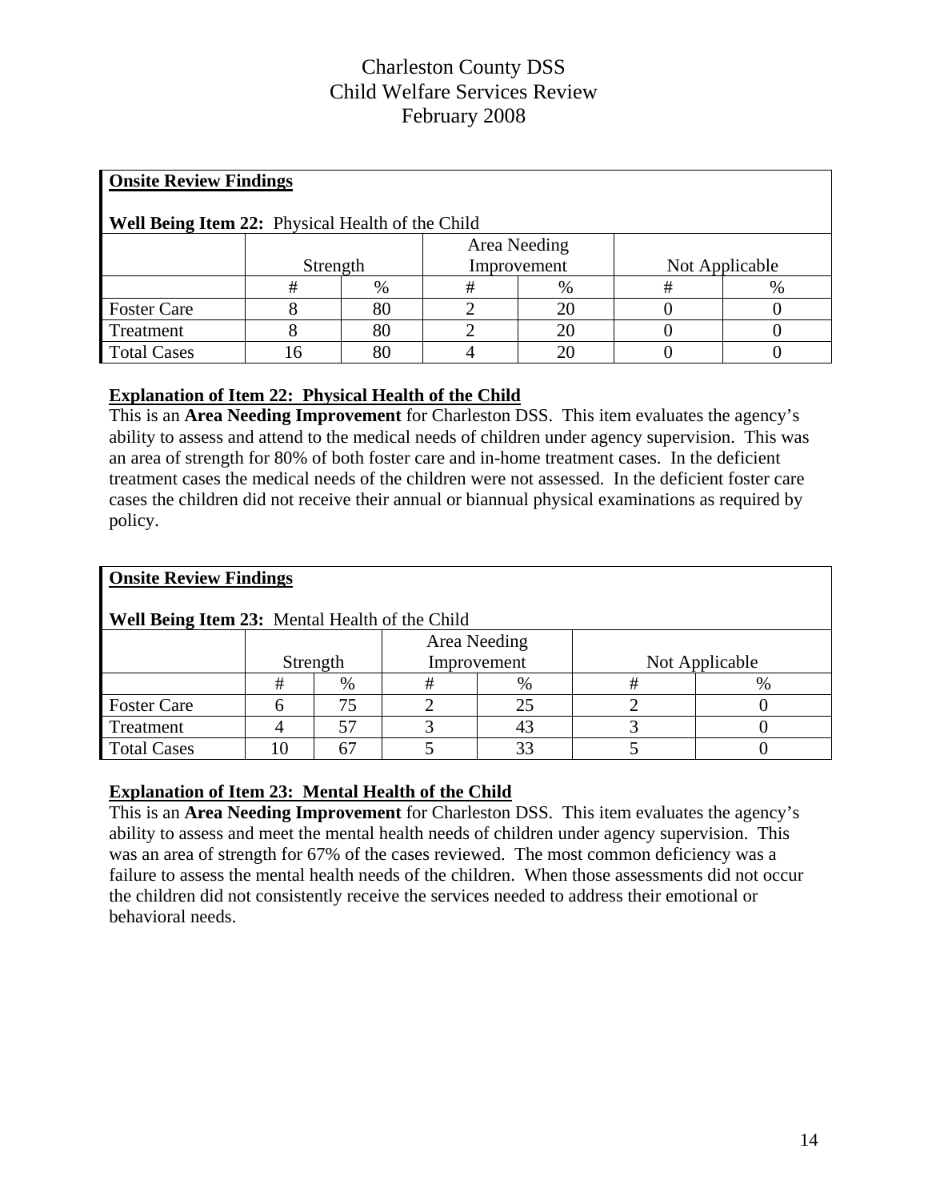Charleston County DSS
Child Welfare Services Review
February 2008

**Onsite Review Findings**

**Well Being Item 22:** Physical Health of the Child

| | Strength | | Area Needing Improvement | | Not Applicable | |
|---|---|---|---|---|---|---|
| | # | % | # | % | # | % |
| Foster Care | 8 | 80 | 2 | 20 | 0 | 0 |
| Treatment | 8 | 80 | 2 | 20 | 0 | 0 |
| Total Cases | 16 | 80 | 4 | 20 | 0 | 0 |

**Explanation of Item 22: Physical Health of the Child**

This is an **Area Needing Improvement** for Charleston DSS. This item evaluates the agency's ability to assess and attend to the medical needs of children under agency supervision. This was an area of strength for 80% of both foster care and in-home treatment cases. In the deficient treatment cases the medical needs of the children were not assessed. In the deficient foster care cases the children did not receive their annual or biannual physical examinations as required by policy.

**Onsite Review Findings**

**Well Being Item 23:** Mental Health of the Child

| | Strength | | Area Needing Improvement | | Not Applicable | |
|---|---|---|---|---|---|---|
| | # | % | # | % | # | % |
| Foster Care | 6 | 75 | 2 | 25 | 2 | 0 |
| Treatment | 4 | 57 | 3 | 43 | 3 | 0 |
| Total Cases | 10 | 67 | 5 | 33 | 5 | 0 |

**Explanation of Item 23: Mental Health of the Child**

This is an **Area Needing Improvement** for Charleston DSS. This item evaluates the agency's ability to assess and meet the mental health needs of children under agency supervision. This was an area of strength for 67% of the cases reviewed. The most common deficiency was a failure to assess the mental health needs of the children. When those assessments did not occur the children did not consistently receive the services needed to address their emotional or behavioral needs.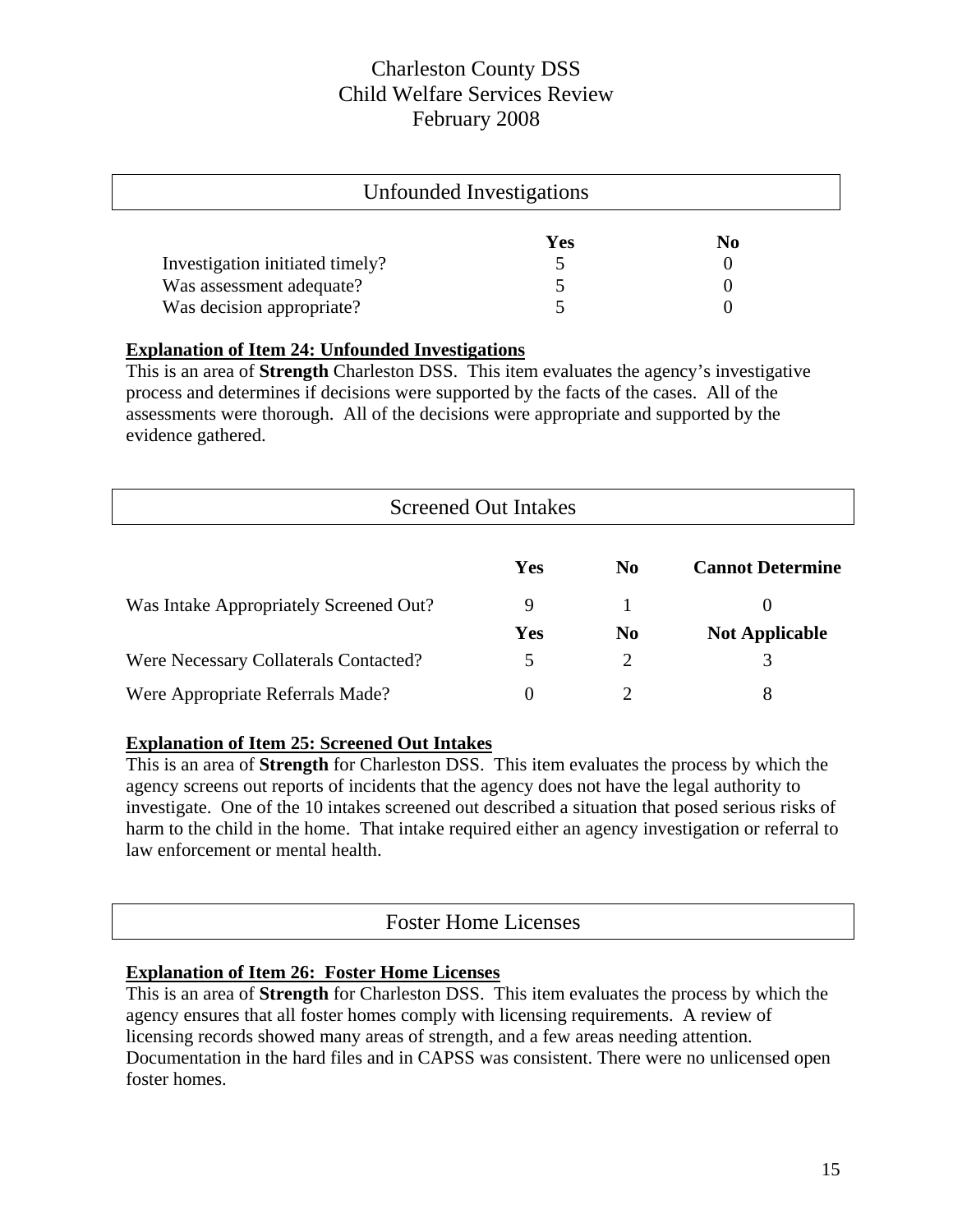# Charleston County DSS
# Child Welfare Services Review
# February 2008

## Unfounded Investigations

| | Yes | No |
|---|---|---|
| Investigation initiated timely? | 5 | 0 |
| Was assessment adequate? | 5 | 0 |
| Was decision appropriate? | 5 | 0 |

**Explanation of Item 24: Unfounded Investigations**

This is an area of **Strength** Charleston DSS. This item evaluates the agency's investigative process and determines if decisions were supported by the facts of the cases. All of the assessments were thorough. All of the decisions were appropriate and supported by the evidence gathered.

## Screened Out Intakes

| | Yes | No | Cannot Determine |
|---|---|---|---|
| Was Intake Appropriately Screened Out? | 9 | 1 | 0 |
| | **Yes** | **No** | **Not Applicable** |
| Were Necessary Collaterals Contacted? | 5 | 2 | 3 |
| Were Appropriate Referrals Made? | 0 | 2 | 8 |

**Explanation of Item 25: Screened Out Intakes**

This is an area of **Strength** for Charleston DSS. This item evaluates the process by which the agency screens out reports of incidents that the agency does not have the legal authority to investigate. One of the 10 intakes screened out described a situation that posed serious risks of harm to the child in the home. That intake required either an agency investigation or referral to law enforcement or mental health.

## Foster Home Licenses

**Explanation of Item 26: Foster Home Licenses**

This is an area of **Strength** for Charleston DSS. This item evaluates the process by which the agency ensures that all foster homes comply with licensing requirements. A review of licensing records showed many areas of strength, and a few areas needing attention. Documentation in the hard files and in CAPSS was consistent. There were no unlicensed open foster homes.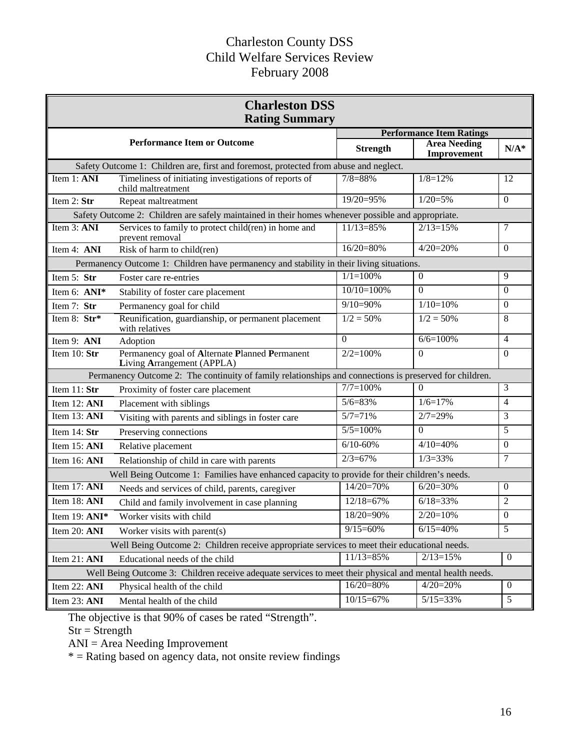# Charleston County DSS
# Child Welfare Services Review
# February 2008

| Charleston DSS Rating Summary | | | | |
|---|---|---|---|---|
| **Performance Item or Outcome** | | **Performance Item Ratings** | | |
| | | **Strength** | **Area Needing Improvement** | **N/A*** |
| Safety Outcome 1: Children are, first and foremost, protected from abuse and neglect. | | | | |
| Item 1: **ANI** | Timeliness of initiating investigations of reports of child maltreatment | 7/8=88% | 1/8=12% | 12 |
| Item 2: **Str** | Repeat maltreatment | 19/20=95% | 1/20=5% | 0 |
| Safety Outcome 2: Children are safely maintained in their homes whenever possible and appropriate. | | | | |
| Item 3: **ANI** | Services to family to protect child(ren) in home and prevent removal | 11/13=85% | 2/13=15% | 7 |
| Item 4: **ANI** | Risk of harm to child(ren) | 16/20=80% | 4/20=20% | 0 |
| Permanency Outcome 1: Children have permanency and stability in their living situations. | | | | |
| Item 5: **Str** | Foster care re-entries | 1/1=100% | 0 | 9 |
| Item 6: **ANI*** | Stability of foster care placement | 10/10=100% | 0 | 0 |
| Item 7: **Str** | Permanency goal for child | 9/10=90% | 1/10=10% | 0 |
| Item 8: **Str*** | Reunification, guardianship, or permanent placement with relatives | 1/2 = 50% | 1/2 = 50% | 8 |
| Item 9: **ANI** | Adoption | 0 | 6/6=100% | 4 |
| Item 10: **Str** | Permanency goal of **A**lternate **P**lanned **P**ermanent **L**iving **A**rrangement (APPLA) | 2/2=100% | 0 | 0 |
| Permanency Outcome 2: The continuity of family relationships and connections is preserved for children. | | | | |
| Item 11: **Str** | Proximity of foster care placement | 7/7=100% | 0 | 3 |
| Item 12: **ANI** | Placement with siblings | 5/6=83% | 1/6=17% | 4 |
| Item 13: **ANI** | Visiting with parents and siblings in foster care | 5/7=71% | 2/7=29% | 3 |
| Item 14: **Str** | Preserving connections | 5/5=100% | 0 | 5 |
| Item 15: **ANI** | Relative placement | 6/10-60% | 4/10=40% | 0 |
| Item 16: **ANI** | Relationship of child in care with parents | 2/3=67% | 1/3=33% | 7 |
| Well Being Outcome 1: Families have enhanced capacity to provide for their children's needs. | | | | |
| Item 17: **ANI** | Needs and services of child, parents, caregiver | 14/20=70% | 6/20=30% | 0 |
| Item 18: **ANI** | Child and family involvement in case planning | 12/18=67% | 6/18=33% | 2 |
| Item 19: **ANI*** | Worker visits with child | 18/20=90% | 2/20=10% | 0 |
| Item 20: **ANI** | Worker visits with parent(s) | 9/15=60% | 6/15=40% | 5 |
| Well Being Outcome 2: Children receive appropriate services to meet their educational needs. | | | | |
| Item 21: **ANI** | Educational needs of the child | 11/13=85% | 2/13=15% | 0 |
| Well Being Outcome 3: Children receive adequate services to meet their physical and mental health needs. | | | | |
| Item 22: **ANI** | Physical health of the child | 16/20=80% | 4/20=20% | 0 |
| Item 23: **ANI** | Mental health of the child | 10/15=67% | 5/15=33% | 5 |

The objective is that 90% of cases be rated "Strength".

Str = Strength

ANI = Area Needing Improvement

* = Rating based on agency data, not onsite review findings